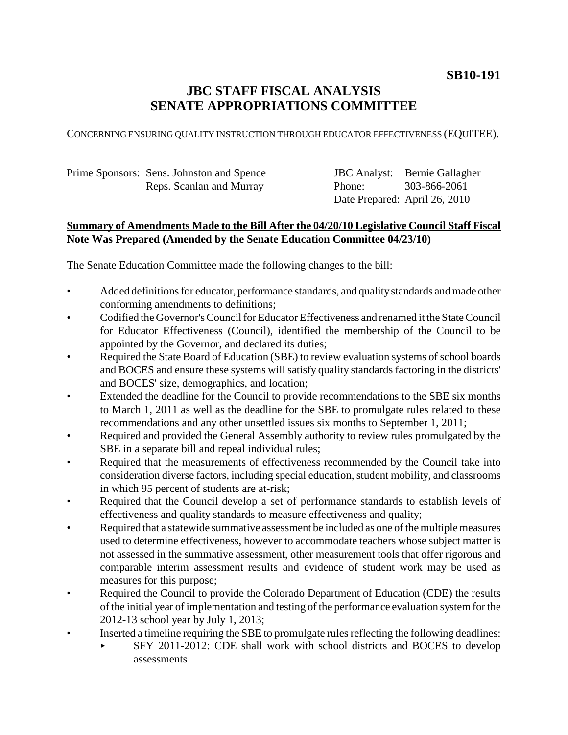**SB10-191**

# JBC STAFF FISCAL ANALYSIS
# SENATE APPROPRIATIONS COMMITTEE

CONCERNING ENSURING QUALITY INSTRUCTION THROUGH EDUCATOR EFFECTIVENESS (EQUITEE).

| | | | |
|---|---|---|---|
| Prime Sponsors: | Sens. Johnston and Spence | JBC Analyst: | Bernie Gallagher |
| | Reps. Scanlan and Murray | Phone: | 303-866-2061 |
| | | Date Prepared: | April 26, 2010 |

**Summary of Amendments Made to the Bill After the 04/20/10 Legislative Council Staff Fiscal Note Was Prepared (Amended by the Senate Education Committee 04/23/10)**

The Senate Education Committee made the following changes to the bill:

- Added definitions for educator, performance standards, and quality standards and made other conforming amendments to definitions;
- Codified the Governor's Council for Educator Effectiveness and renamed it the State Council for Educator Effectiveness (Council), identified the membership of the Council to be appointed by the Governor, and declared its duties;
- Required the State Board of Education (SBE) to review evaluation systems of school boards and BOCES and ensure these systems will satisfy quality standards factoring in the districts' and BOCES' size, demographics, and location;
- Extended the deadline for the Council to provide recommendations to the SBE six months to March 1, 2011 as well as the deadline for the SBE to promulgate rules related to these recommendations and any other unsettled issues six months to September 1, 2011;
- Required and provided the General Assembly authority to review rules promulgated by the SBE in a separate bill and repeal individual rules;
- Required that the measurements of effectiveness recommended by the Council take into consideration diverse factors, including special education, student mobility, and classrooms in which 95 percent of students are at-risk;
- Required that the Council develop a set of performance standards to establish levels of effectiveness and quality standards to measure effectiveness and quality;
- Required that a statewide summative assessment be included as one of the multiple measures used to determine effectiveness, however to accommodate teachers whose subject matter is not assessed in the summative assessment, other measurement tools that offer rigorous and comparable interim assessment results and evidence of student work may be used as measures for this purpose;
- Required the Council to provide the Colorado Department of Education (CDE) the results of the initial year of implementation and testing of the performance evaluation system for the 2012-13 school year by July 1, 2013;
- Inserted a timeline requiring the SBE to promulgate rules reflecting the following deadlines:
  - SFY 2011-2012: CDE shall work with school districts and BOCES to develop assessments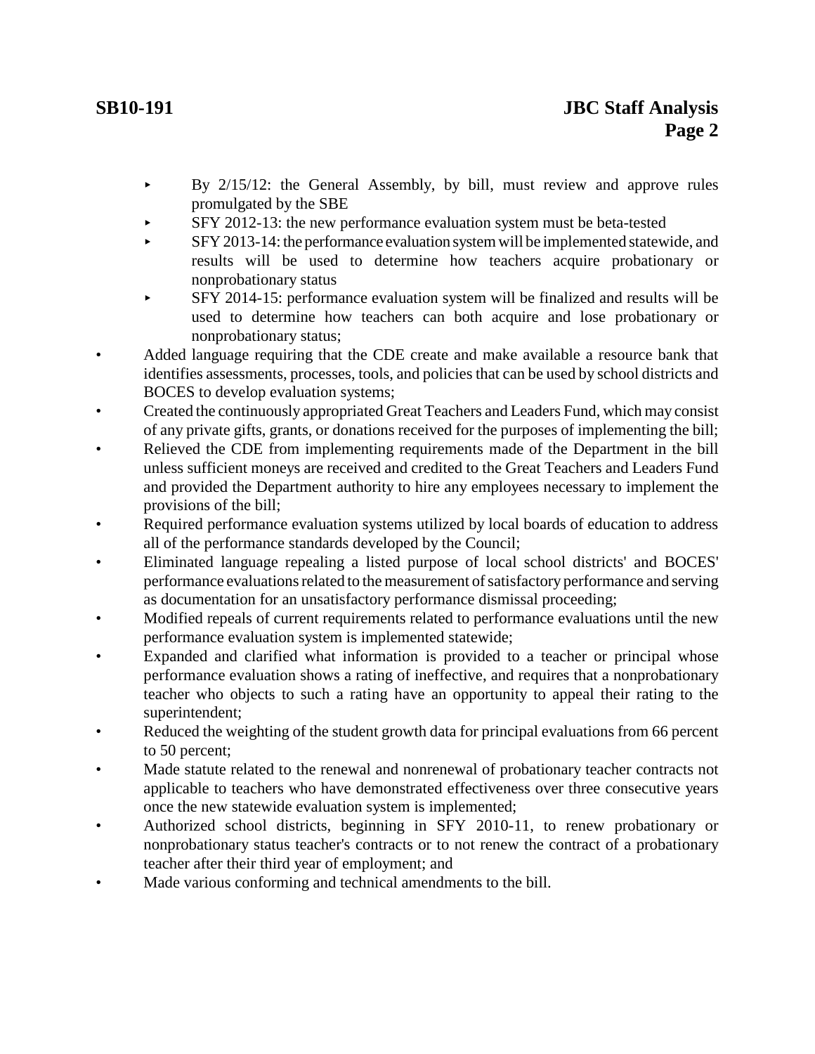- By 2/15/12: the General Assembly, by bill, must review and approve rules promulgated by the SBE
  - SFY 2012-13: the new performance evaluation system must be beta-tested
  - SFY 2013-14: the performance evaluation system will be implemented statewide, and results will be used to determine how teachers acquire probationary or nonprobationary status
  - SFY 2014-15: performance evaluation system will be finalized and results will be used to determine how teachers can both acquire and lose probationary or nonprobationary status;
- Added language requiring that the CDE create and make available a resource bank that identifies assessments, processes, tools, and policies that can be used by school districts and BOCES to develop evaluation systems;
- Created the continuously appropriated Great Teachers and Leaders Fund, which may consist of any private gifts, grants, or donations received for the purposes of implementing the bill;
- Relieved the CDE from implementing requirements made of the Department in the bill unless sufficient moneys are received and credited to the Great Teachers and Leaders Fund and provided the Department authority to hire any employees necessary to implement the provisions of the bill;
- Required performance evaluation systems utilized by local boards of education to address all of the performance standards developed by the Council;
- Eliminated language repealing a listed purpose of local school districts' and BOCES' performance evaluations related to the measurement of satisfactory performance and serving as documentation for an unsatisfactory performance dismissal proceeding;
- Modified repeals of current requirements related to performance evaluations until the new performance evaluation system is implemented statewide;
- Expanded and clarified what information is provided to a teacher or principal whose performance evaluation shows a rating of ineffective, and requires that a nonprobationary teacher who objects to such a rating have an opportunity to appeal their rating to the superintendent;
- Reduced the weighting of the student growth data for principal evaluations from 66 percent to 50 percent;
- Made statute related to the renewal and nonrenewal of probationary teacher contracts not applicable to teachers who have demonstrated effectiveness over three consecutive years once the new statewide evaluation system is implemented;
- Authorized school districts, beginning in SFY 2010-11, to renew probationary or nonprobationary status teacher's contracts or to not renew the contract of a probationary teacher after their third year of employment; and
- Made various conforming and technical amendments to the bill.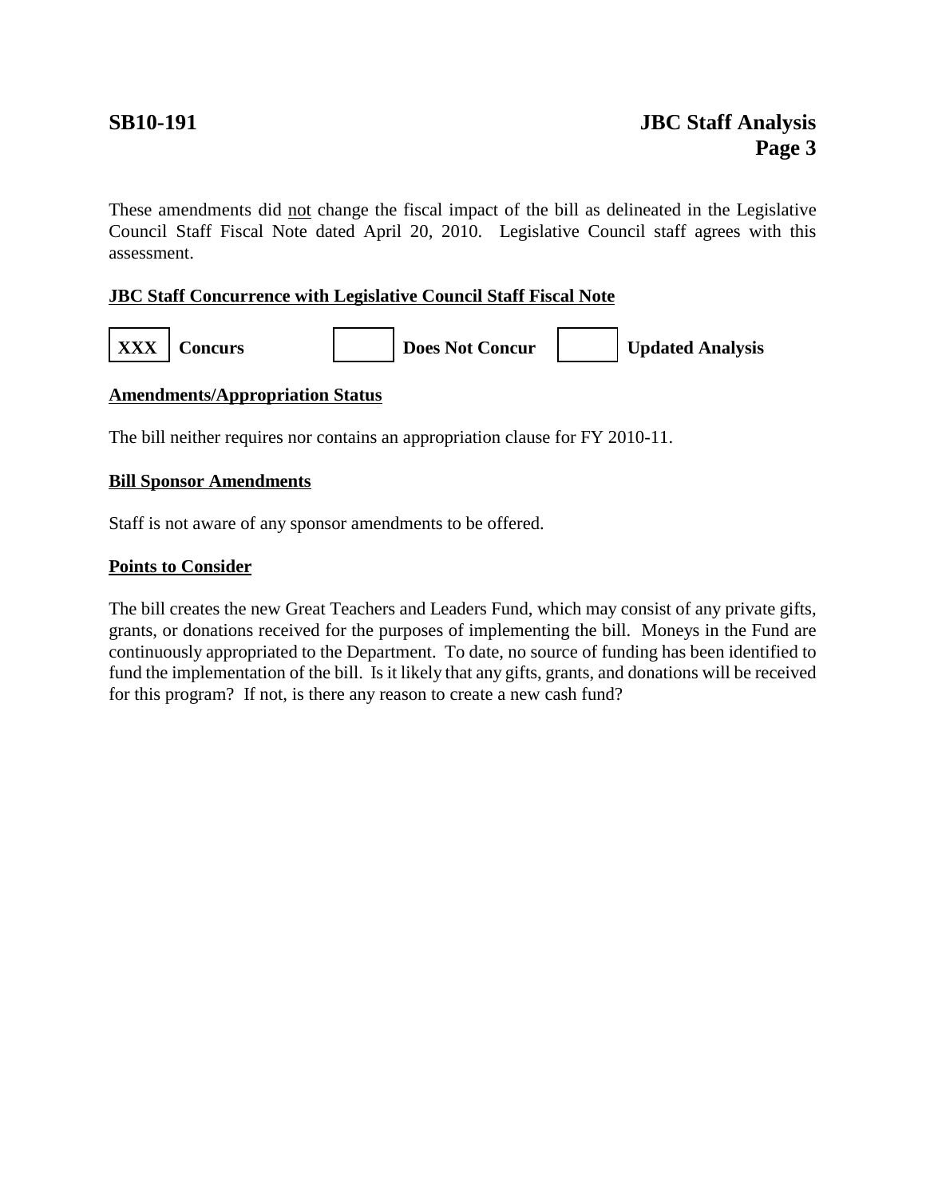These amendments did not change the fiscal impact of the bill as delineated in the Legislative Council Staff Fiscal Note dated April 20, 2010. Legislative Council staff agrees with this assessment.

**JBC Staff Concurrence with Legislative Council Staff Fiscal Note**

| | | | | | |
|---|---|---|---|---|---|
| XXX | **Concurs** | | **Does Not Concur** | | **Updated Analysis** |

**Amendments/Appropriation Status**

The bill neither requires nor contains an appropriation clause for FY 2010-11.

**Bill Sponsor Amendments**

Staff is not aware of any sponsor amendments to be offered.

**Points to Consider**

The bill creates the new Great Teachers and Leaders Fund, which may consist of any private gifts, grants, or donations received for the purposes of implementing the bill. Moneys in the Fund are continuously appropriated to the Department. To date, no source of funding has been identified to fund the implementation of the bill. Is it likely that any gifts, grants, and donations will be received for this program? If not, is there any reason to create a new cash fund?